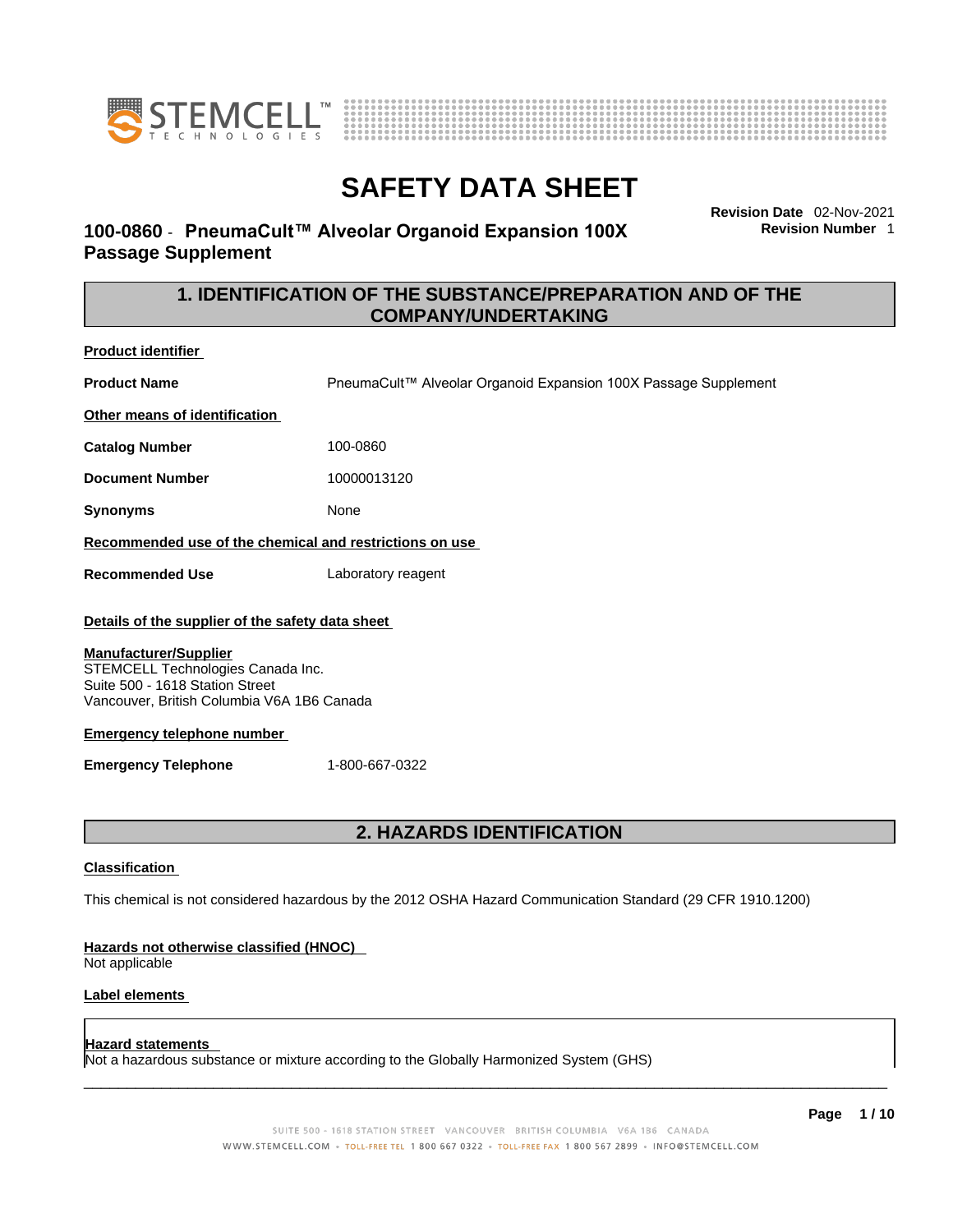# SAFETY DATA SHEET

## 100-0860 - PneumaCult™ Alveolar Organoid Expansion 100X Passage Supplement

**Revision Date** 02-Nov-2021
**Revision Number** 1

## 1. IDENTIFICATION OF THE SUBSTANCE/PREPARATION AND OF THE COMPANY/UNDERTAKING

**Product identifier**

**Product Name** PneumaCult™ Alveolar Organoid Expansion 100X Passage Supplement

**Other means of identification**

**Catalog Number** 100-0860

**Document Number** 10000013120

**Synonyms** None

**Recommended use of the chemical and restrictions on use**

**Recommended Use** Laboratory reagent

**Details of the supplier of the safety data sheet**

**Manufacturer/Supplier**
STEMCELL Technologies Canada Inc.
Suite 500 - 1618 Station Street
Vancouver, British Columbia V6A 1B6 Canada

**Emergency telephone number**

**Emergency Telephone** 1-800-667-0322

## 2. HAZARDS IDENTIFICATION

**Classification**

This chemical is not considered hazardous by the 2012 OSHA Hazard Communication Standard (29 CFR 1910.1200)

**Hazards not otherwise classified (HNOC)**
Not applicable

**Label elements**

**Hazard statements**
Not a hazardous substance or mixture according to the Globally Harmonized System (GHS)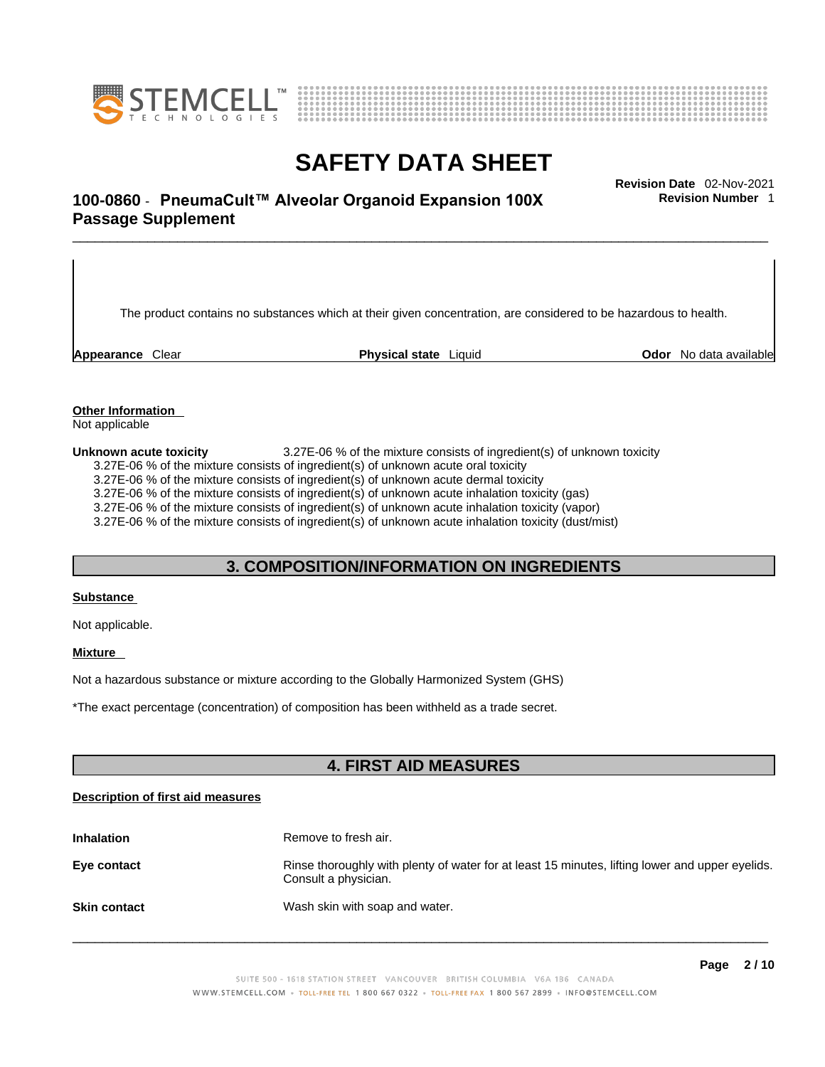The product contains no substances which at their given concentration, are considered to be hazardous to health.

**Appearance** Clear **Physical state** Liquid **Odor** No data available

**Other Information**
Not applicable

**Unknown acute toxicity** 3.27E-06 % of the mixture consists of ingredient(s) of unknown toxicity
3.27E-06 % of the mixture consists of ingredient(s) of unknown acute oral toxicity
3.27E-06 % of the mixture consists of ingredient(s) of unknown acute dermal toxicity
3.27E-06 % of the mixture consists of ingredient(s) of unknown acute inhalation toxicity (gas)
3.27E-06 % of the mixture consists of ingredient(s) of unknown acute inhalation toxicity (vapor)
3.27E-06 % of the mixture consists of ingredient(s) of unknown acute inhalation toxicity (dust/mist)

## 3. COMPOSITION/INFORMATION ON INGREDIENTS

**Substance**

Not applicable.

**Mixture**

Not a hazardous substance or mixture according to the Globally Harmonized System (GHS)

*The exact percentage (concentration) of composition has been withheld as a trade secret.

## 4. FIRST AID MEASURES

**Description of first aid measures**

**Inhalation** Remove to fresh air.

**Eye contact** Rinse thoroughly with plenty of water for at least 15 minutes, lifting lower and upper eyelids. Consult a physician.

**Skin contact** Wash skin with soap and water.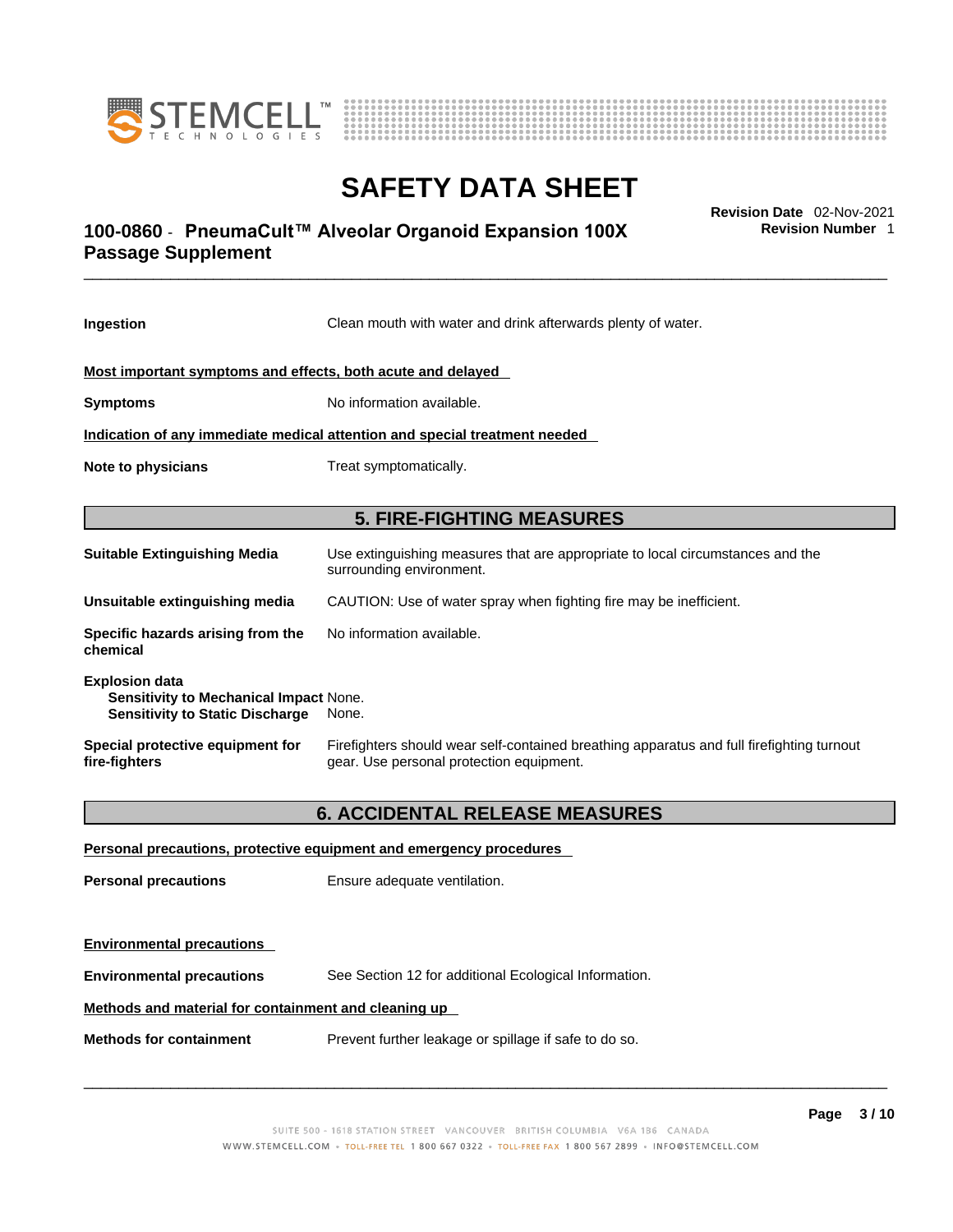**Ingestion** Clean mouth with water and drink afterwards plenty of water.

**Most important symptoms and effects, both acute and delayed**

**Symptoms** No information available.

**Indication of any immediate medical attention and special treatment needed**

**Note to physicians** Treat symptomatically.

## 5. FIRE-FIGHTING MEASURES

**Suitable Extinguishing Media** Use extinguishing measures that are appropriate to local circumstances and the surrounding environment.

**Unsuitable extinguishing media** CAUTION: Use of water spray when fighting fire may be inefficient.

**Specific hazards arising from the chemical** No information available.

**Explosion data**
**Sensitivity to Mechanical Impact** None.
**Sensitivity to Static Discharge** None.

**Special protective equipment for fire-fighters** Firefighters should wear self-contained breathing apparatus and full firefighting turnout gear. Use personal protection equipment.

## 6. ACCIDENTAL RELEASE MEASURES

**Personal precautions, protective equipment and emergency procedures**

**Personal precautions** Ensure adequate ventilation.

**Environmental precautions**

**Environmental precautions** See Section 12 for additional Ecological Information.

**Methods and material for containment and cleaning up**

**Methods for containment** Prevent further leakage or spillage if safe to do so.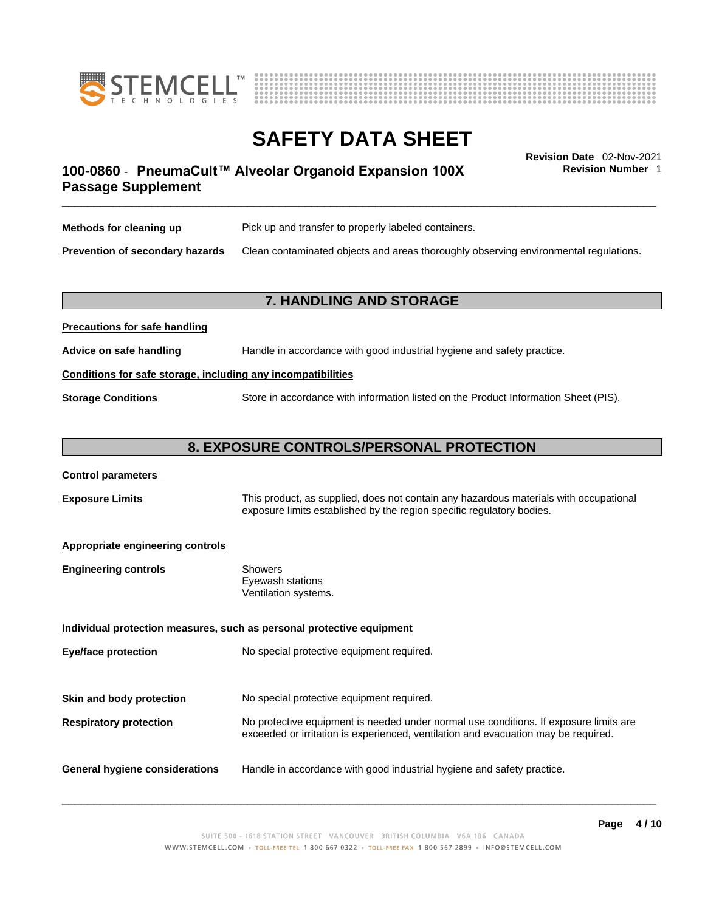**Methods for cleaning up** Pick up and transfer to properly labeled containers.

**Prevention of secondary hazards** Clean contaminated objects and areas thoroughly observing environmental regulations.

## 7. HANDLING AND STORAGE

**Precautions for safe handling**

**Advice on safe handling** Handle in accordance with good industrial hygiene and safety practice.

**Conditions for safe storage, including any incompatibilities**

**Storage Conditions** Store in accordance with information listed on the Product Information Sheet (PIS).

## 8. EXPOSURE CONTROLS/PERSONAL PROTECTION

**Control parameters**

**Exposure Limits** This product, as supplied, does not contain any hazardous materials with occupational exposure limits established by the region specific regulatory bodies.

**Appropriate engineering controls**

**Engineering controls** Showers
Eyewash stations
Ventilation systems.

**Individual protection measures, such as personal protective equipment**

**Eye/face protection** No special protective equipment required.

**Skin and body protection** No special protective equipment required.

**Respiratory protection** No protective equipment is needed under normal use conditions. If exposure limits are exceeded or irritation is experienced, ventilation and evacuation may be required.

**General hygiene considerations** Handle in accordance with good industrial hygiene and safety practice.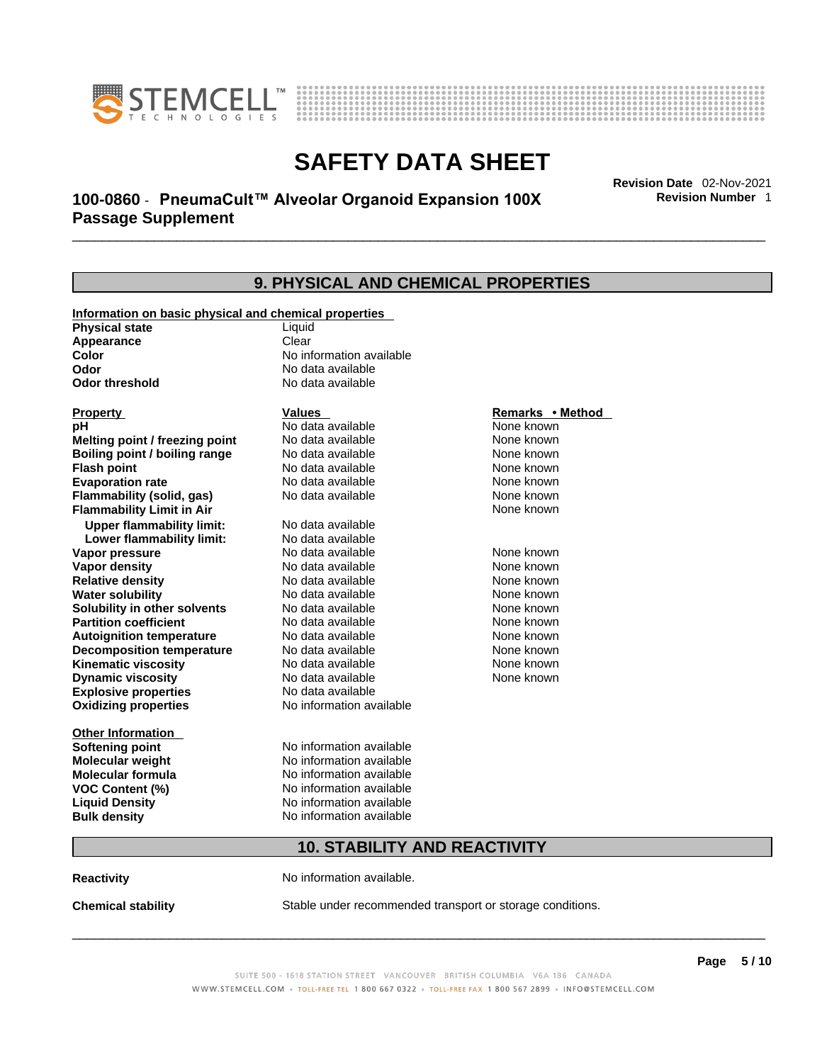## 9. PHYSICAL AND CHEMICAL PROPERTIES

**Information on basic physical and chemical properties**

| | |
|---|---|
| **Physical state** | Liquid |
| **Appearance** | Clear |
| **Color** | No information available |
| **Odor** | No data available |
| **Odor threshold** | No data available |

| Property | Values | Remarks • Method |
|---|---|---|
| **pH** | No data available | None known |
| **Melting point / freezing point** | No data available | None known |
| **Boiling point / boiling range** | No data available | None known |
| **Flash point** | No data available | None known |
| **Evaporation rate** | No data available | None known |
| **Flammability (solid, gas)** | No data available | None known |
| **Flammability Limit in Air** | | None known |
| **Upper flammability limit:** | No data available | |
| **Lower flammability limit:** | No data available | |
| **Vapor pressure** | No data available | None known |
| **Vapor density** | No data available | None known |
| **Relative density** | No data available | None known |
| **Water solubility** | No data available | None known |
| **Solubility in other solvents** | No data available | None known |
| **Partition coefficient** | No data available | None known |
| **Autoignition temperature** | No data available | None known |
| **Decomposition temperature** | No data available | None known |
| **Kinematic viscosity** | No data available | None known |
| **Dynamic viscosity** | No data available | None known |
| **Explosive properties** | No data available | |
| **Oxidizing properties** | No information available | |

**Other Information**

| | |
|---|---|
| **Softening point** | No information available |
| **Molecular weight** | No information available |
| **Molecular formula** | No information available |
| **VOC Content (%)** | No information available |
| **Liquid Density** | No information available |
| **Bulk density** | No information available |

## 10. STABILITY AND REACTIVITY

**Reactivity** No information available.

**Chemical stability** Stable under recommended transport or storage conditions.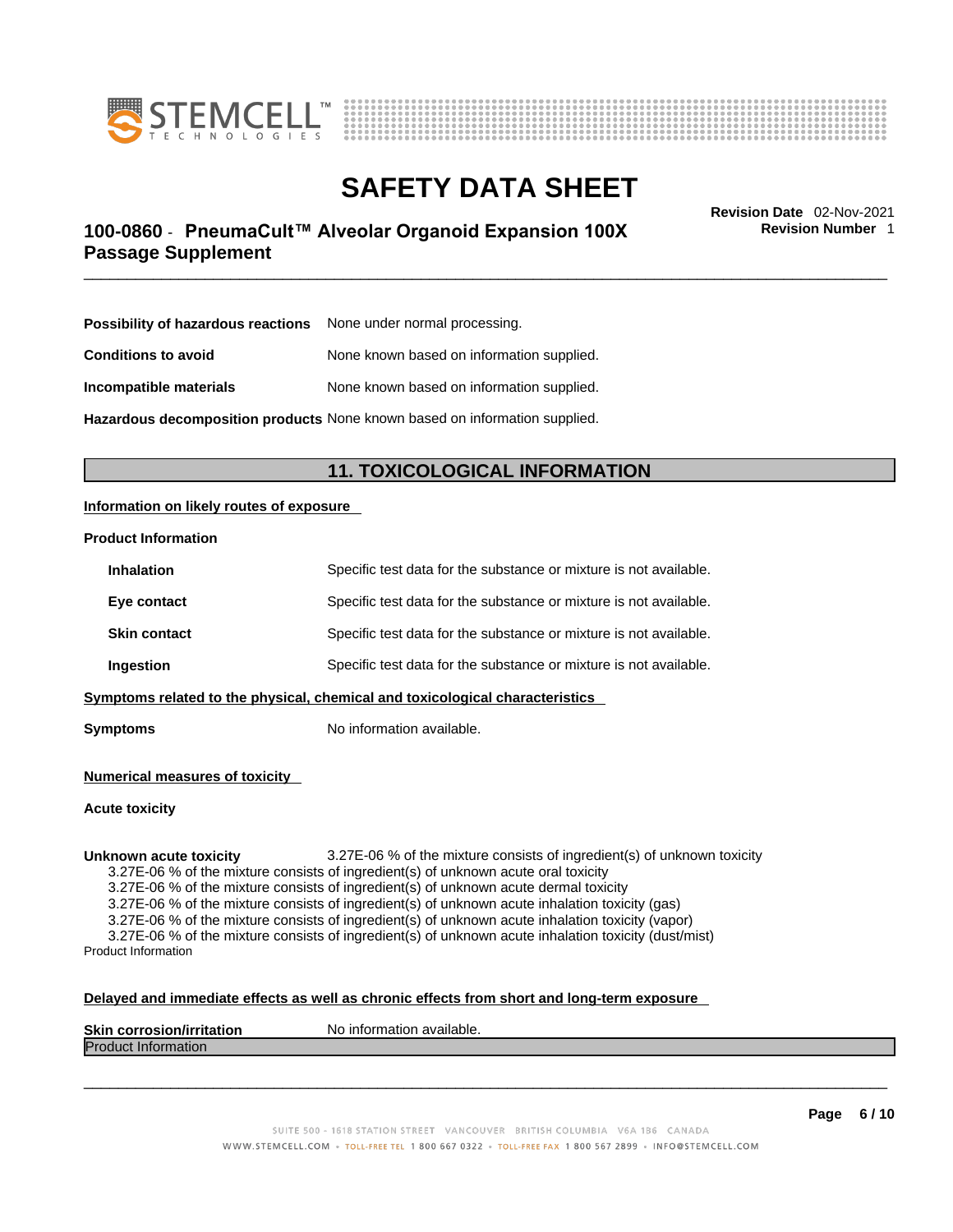| | |
|---|---|
| **Possibility of hazardous reactions** | None under normal processing. |
| **Conditions to avoid** | None known based on information supplied. |
| **Incompatible materials** | None known based on information supplied. |
| **Hazardous decomposition products** | None known based on information supplied. |

## 11. TOXICOLOGICAL INFORMATION

**Information on likely routes of exposure**

**Product Information**

| | |
|---|---|
| **Inhalation** | Specific test data for the substance or mixture is not available. |
| **Eye contact** | Specific test data for the substance or mixture is not available. |
| **Skin contact** | Specific test data for the substance or mixture is not available. |
| **Ingestion** | Specific test data for the substance or mixture is not available. |

**Symptoms related to the physical, chemical and toxicological characteristics**

**Symptoms** No information available.

**Numerical measures of toxicity**

**Acute toxicity**

**Unknown acute toxicity** 3.27E-06 % of the mixture consists of ingredient(s) of unknown toxicity

3.27E-06 % of the mixture consists of ingredient(s) of unknown acute oral toxicity
3.27E-06 % of the mixture consists of ingredient(s) of unknown acute dermal toxicity
3.27E-06 % of the mixture consists of ingredient(s) of unknown acute inhalation toxicity (gas)
3.27E-06 % of the mixture consists of ingredient(s) of unknown acute inhalation toxicity (vapor)
3.27E-06 % of the mixture consists of ingredient(s) of unknown acute inhalation toxicity (dust/mist)

Product Information

**Delayed and immediate effects as well as chronic effects from short and long-term exposure**

**Skin corrosion/irritation** No information available.

Product Information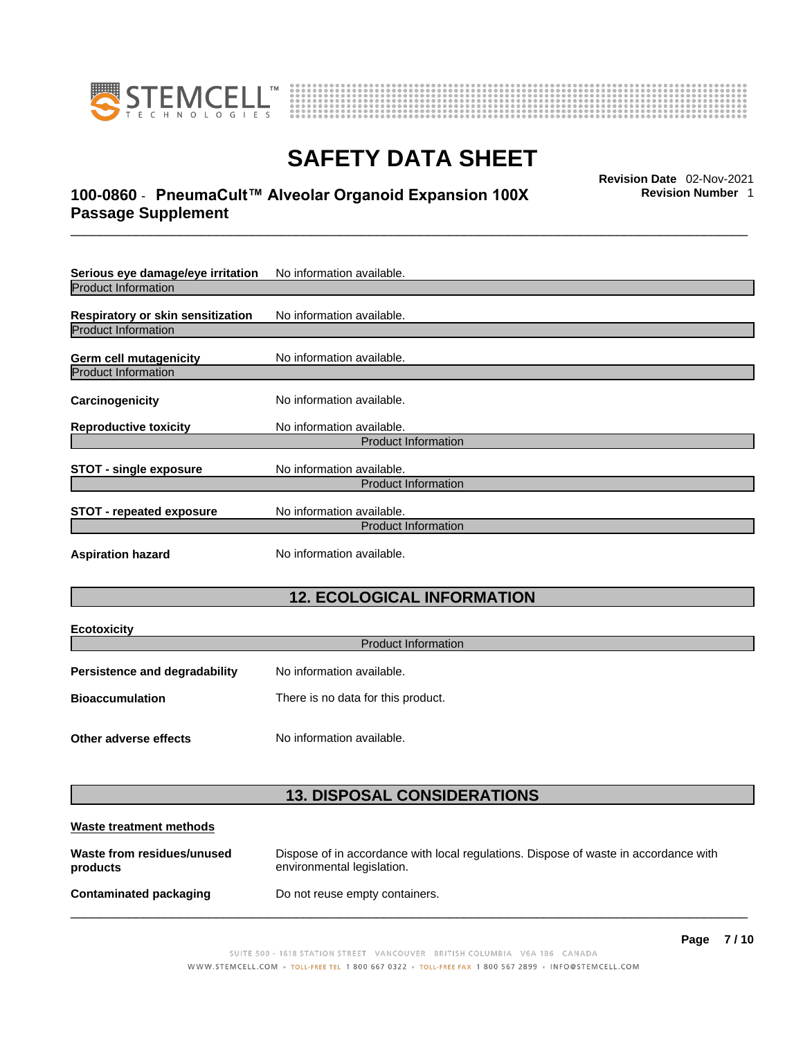**Serious eye damage/eye irritation** No information available.

Product Information

**Respiratory or skin sensitization** No information available.

Product Information

**Germ cell mutagenicity** No information available.

Product Information

**Carcinogenicity** No information available.

**Reproductive toxicity** No information available.

Product Information

**STOT - single exposure** No information available.

Product Information

**STOT - repeated exposure** No information available.

Product Information

**Aspiration hazard** No information available.

## 12. ECOLOGICAL INFORMATION

**Ecotoxicity**

Product Information

**Persistence and degradability** No information available.

**Bioaccumulation** There is no data for this product.

**Other adverse effects** No information available.

## 13. DISPOSAL CONSIDERATIONS

**Waste treatment methods**

**Waste from residues/unused products** Dispose of in accordance with local regulations. Dispose of waste in accordance with environmental legislation.

**Contaminated packaging** Do not reuse empty containers.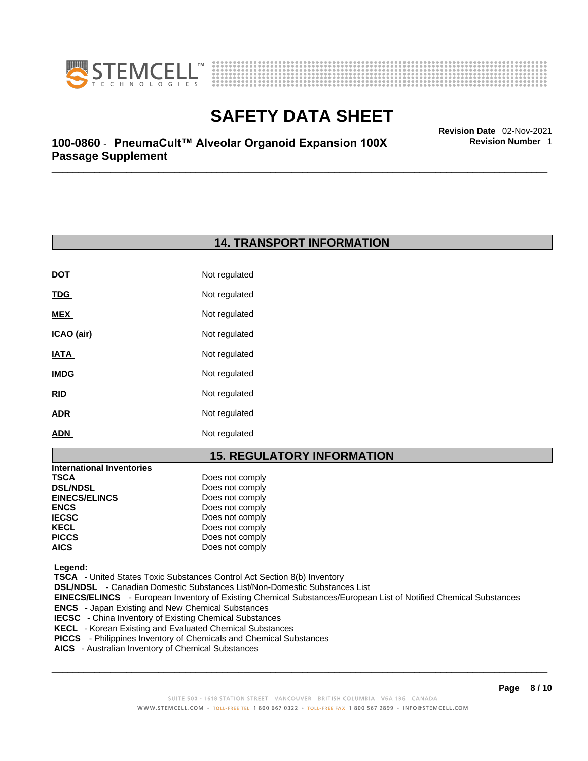## 14. TRANSPORT INFORMATION

| | |
|---|---|
| **DOT** | Not regulated |
| **TDG** | Not regulated |
| **MEX** | Not regulated |
| **ICAO (air)** | Not regulated |
| **IATA** | Not regulated |
| **IMDG** | Not regulated |
| **RID** | Not regulated |
| **ADR** | Not regulated |
| **ADN** | Not regulated |

## 15. REGULATORY INFORMATION

**International Inventories**

| | |
|---|---|
| **TSCA** | Does not comply |
| **DSL/NDSL** | Does not comply |
| **EINECS/ELINCS** | Does not comply |
| **ENCS** | Does not comply |
| **IECSC** | Does not comply |
| **KECL** | Does not comply |
| **PICCS** | Does not comply |
| **AICS** | Does not comply |

**Legend:**

**TSCA** - United States Toxic Substances Control Act Section 8(b) Inventory
**DSL/NDSL** - Canadian Domestic Substances List/Non-Domestic Substances List
**EINECS/ELINCS** - European Inventory of Existing Chemical Substances/European List of Notified Chemical Substances
**ENCS** - Japan Existing and New Chemical Substances
**IECSC** - China Inventory of Existing Chemical Substances
**KECL** - Korean Existing and Evaluated Chemical Substances
**PICCS** - Philippines Inventory of Chemicals and Chemical Substances
**AICS** - Australian Inventory of Chemical Substances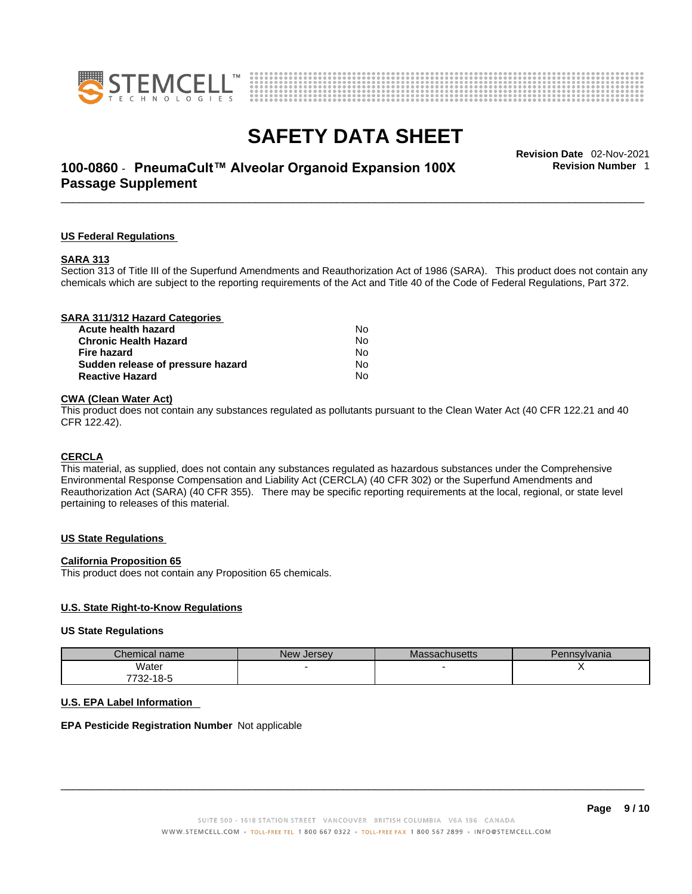## US Federal Regulations

### SARA 313

Section 313 of Title III of the Superfund Amendments and Reauthorization Act of 1986 (SARA). This product does not contain any chemicals which are subject to the reporting requirements of the Act and Title 40 of the Code of Federal Regulations, Part 372.

### SARA 311/312 Hazard Categories

| | |
|---|---|
| **Acute health hazard** | No |
| **Chronic Health Hazard** | No |
| **Fire hazard** | No |
| **Sudden release of pressure hazard** | No |
| **Reactive Hazard** | No |

### CWA (Clean Water Act)

This product does not contain any substances regulated as pollutants pursuant to the Clean Water Act (40 CFR 122.21 and 40 CFR 122.42).

### CERCLA

This material, as supplied, does not contain any substances regulated as hazardous substances under the Comprehensive Environmental Response Compensation and Liability Act (CERCLA) (40 CFR 302) or the Superfund Amendments and Reauthorization Act (SARA) (40 CFR 355). There may be specific reporting requirements at the local, regional, or state level pertaining to releases of this material.

## US State Regulations

### California Proposition 65

This product does not contain any Proposition 65 chemicals.

### U.S. State Right-to-Know Regulations

**US State Regulations**

| Chemical name | New Jersey | Massachusetts | Pennsylvania |
|---|---|---|---|
| Water 7732-18-5 | - | - | X |

### U.S. EPA Label Information

**EPA Pesticide Registration Number** Not applicable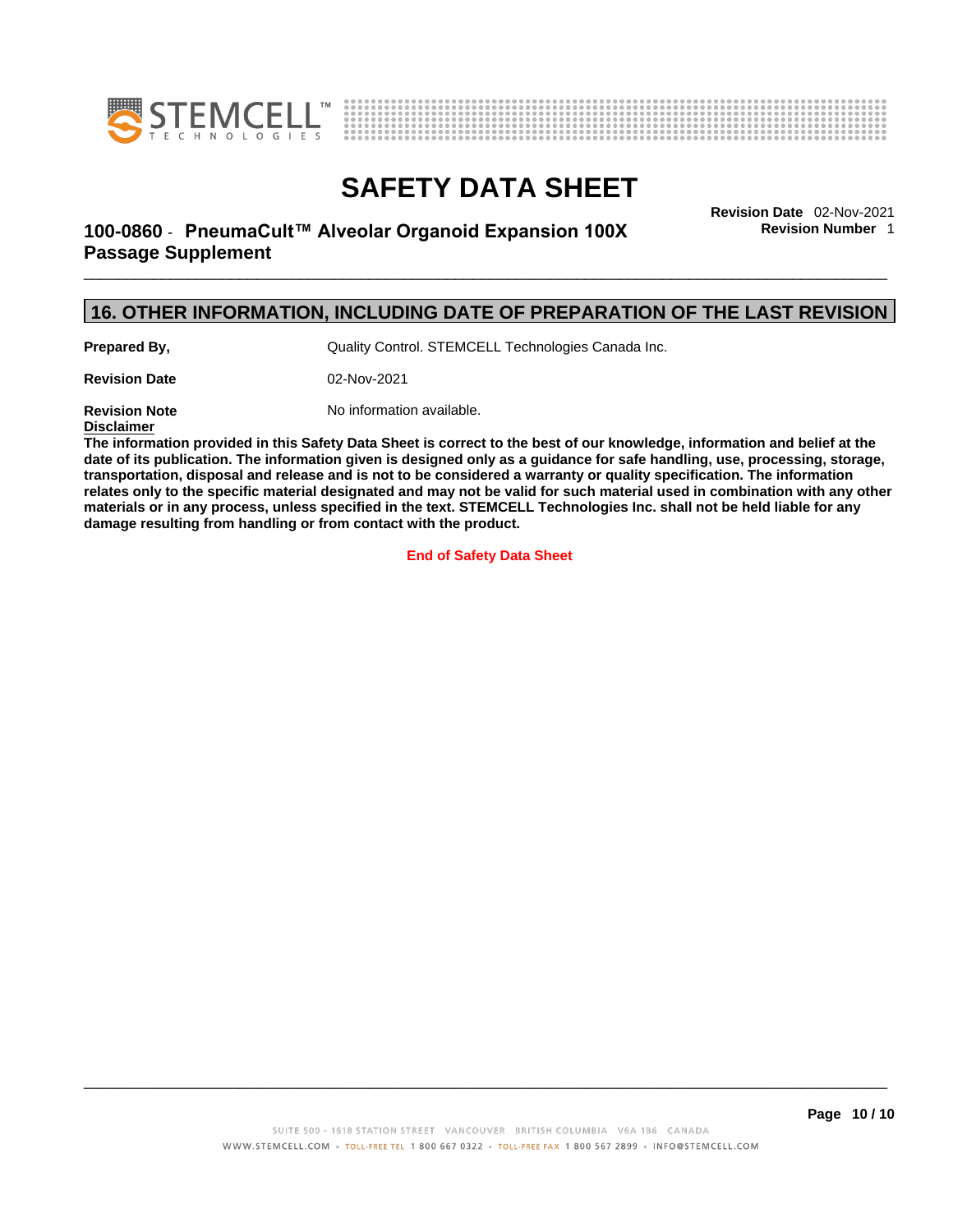# SAFETY DATA SHEET

**100-0860 - PneumaCult™ Alveolar Organoid Expansion 100X Passage Supplement**

**Revision Date** 02-Nov-2021
**Revision Number** 1

## 16. OTHER INFORMATION, INCLUDING DATE OF PREPARATION OF THE LAST REVISION

**Prepared By,** Quality Control. STEMCELL Technologies Canada Inc.

**Revision Date** 02-Nov-2021

**Revision Note** No information available.

**Disclaimer**

**The information provided in this Safety Data Sheet is correct to the best of our knowledge, information and belief at the date of its publication. The information given is designed only as a guidance for safe handling, use, processing, storage, transportation, disposal and release and is not to be considered a warranty or quality specification. The information relates only to the specific material designated and may not be valid for such material used in combination with any other materials or in any process, unless specified in the text. STEMCELL Technologies Inc. shall not be held liable for any damage resulting from handling or from contact with the product.**

**End of Safety Data Sheet**